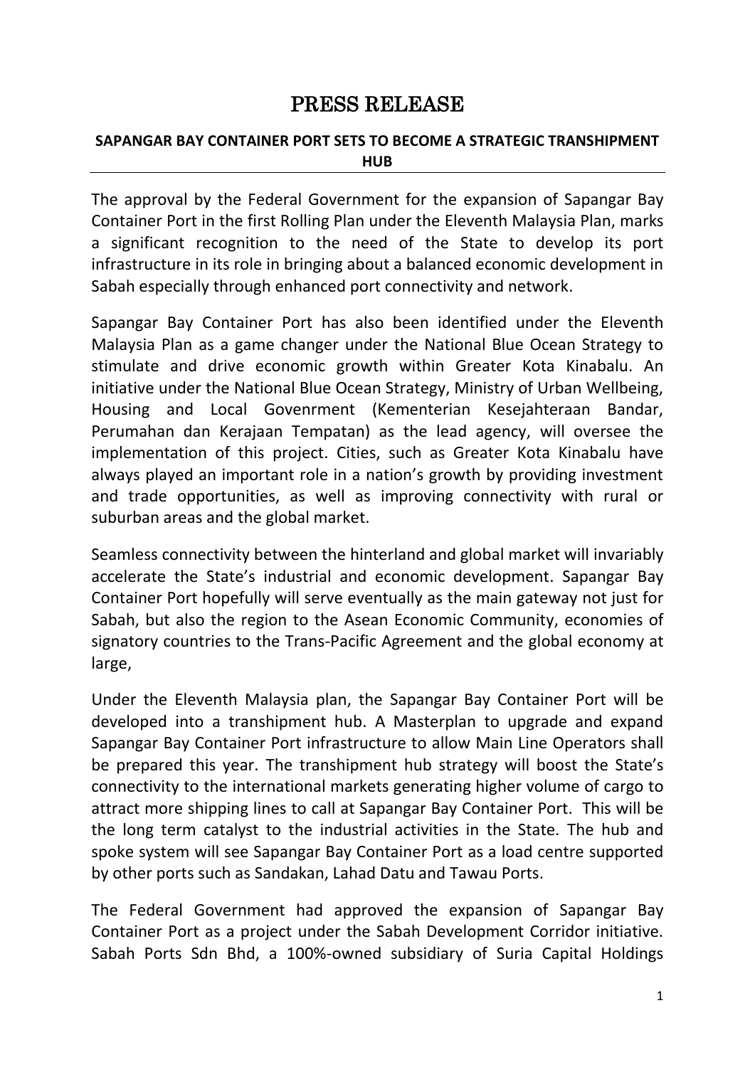# PRESS RELEASE

## SAPANGAR BAY CONTAINER PORT SETS TO BECOME A STRATEGIC TRANSHIPMENT HUB

The approval by the Federal Government for the expansion of Sapangar Bay Container Port in the first Rolling Plan under the Eleventh Malaysia Plan, marks a significant recognition to the need of the State to develop its port infrastructure in its role in bringing about a balanced economic development in Sabah especially through enhanced port connectivity and network.

Sapangar Bay Container Port has also been identified under the Eleventh Malaysia Plan as a game changer under the National Blue Ocean Strategy to stimulate and drive economic growth within Greater Kota Kinabalu. An initiative under the National Blue Ocean Strategy, Ministry of Urban Wellbeing, Housing and Local Govenrment (Kementerian Kesejahteraan Bandar, Perumahan dan Kerajaan Tempatan) as the lead agency, will oversee the implementation of this project. Cities, such as Greater Kota Kinabalu have always played an important role in a nation's growth by providing investment and trade opportunities, as well as improving connectivity with rural or suburban areas and the global market.

Seamless connectivity between the hinterland and global market will invariably accelerate the State's industrial and economic development. Sapangar Bay Container Port hopefully will serve eventually as the main gateway not just for Sabah, but also the region to the Asean Economic Community, economies of signatory countries to the Trans-Pacific Agreement and the global economy at large,

Under the Eleventh Malaysia plan, the Sapangar Bay Container Port will be developed into a transhipment hub. A Masterplan to upgrade and expand Sapangar Bay Container Port infrastructure to allow Main Line Operators shall be prepared this year. The transhipment hub strategy will boost the State's connectivity to the international markets generating higher volume of cargo to attract more shipping lines to call at Sapangar Bay Container Port. This will be the long term catalyst to the industrial activities in the State. The hub and spoke system will see Sapangar Bay Container Port as a load centre supported by other ports such as Sandakan, Lahad Datu and Tawau Ports.

The Federal Government had approved the expansion of Sapangar Bay Container Port as a project under the Sabah Development Corridor initiative. Sabah Ports Sdn Bhd, a 100%-owned subsidiary of Suria Capital Holdings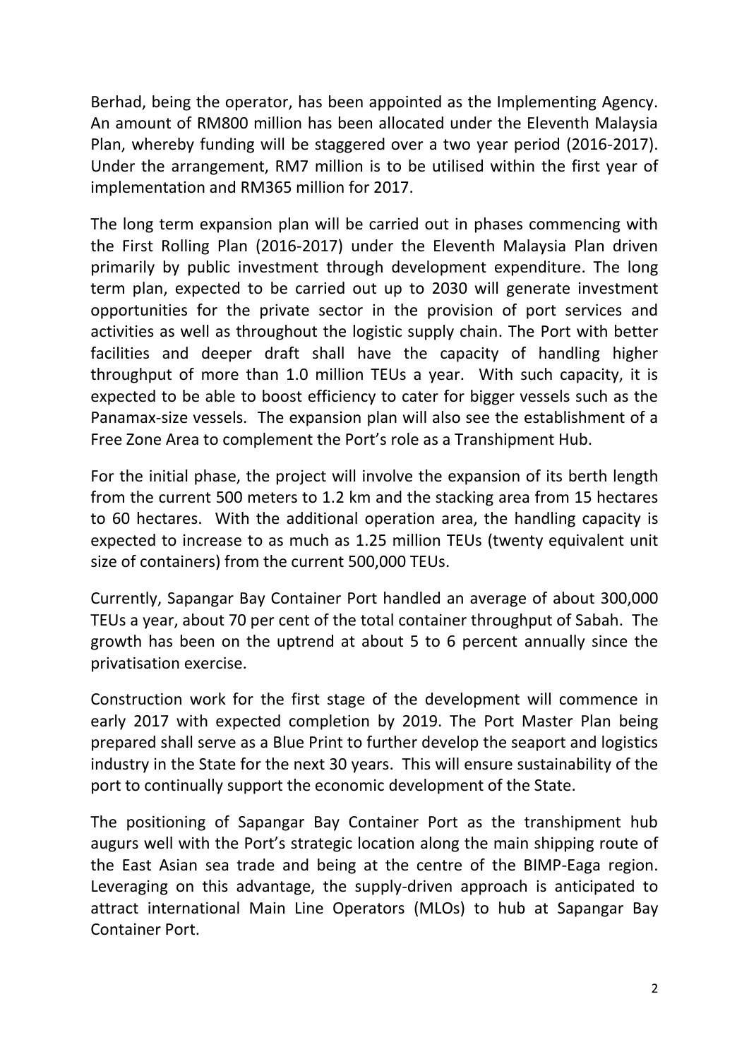Berhad, being the operator, has been appointed as the Implementing Agency. An amount of RM800 million has been allocated under the Eleventh Malaysia Plan, whereby funding will be staggered over a two year period (2016-2017). Under the arrangement, RM7 million is to be utilised within the first year of implementation and RM365 million for 2017.

The long term expansion plan will be carried out in phases commencing with the First Rolling Plan (2016-2017) under the Eleventh Malaysia Plan driven primarily by public investment through development expenditure. The long term plan, expected to be carried out up to 2030 will generate investment opportunities for the private sector in the provision of port services and activities as well as throughout the logistic supply chain. The Port with better facilities and deeper draft shall have the capacity of handling higher throughput of more than 1.0 million TEUs a year. With such capacity, it is expected to be able to boost efficiency to cater for bigger vessels such as the Panamax-size vessels. The expansion plan will also see the establishment of a Free Zone Area to complement the Port's role as a Transhipment Hub.

For the initial phase, the project will involve the expansion of its berth length from the current 500 meters to 1.2 km and the stacking area from 15 hectares to 60 hectares. With the additional operation area, the handling capacity is expected to increase to as much as 1.25 million TEUs (twenty equivalent unit size of containers) from the current 500,000 TEUs.

Currently, Sapangar Bay Container Port handled an average of about 300,000 TEUs a year, about 70 per cent of the total container throughput of Sabah. The growth has been on the uptrend at about 5 to 6 percent annually since the privatisation exercise.

Construction work for the first stage of the development will commence in early 2017 with expected completion by 2019. The Port Master Plan being prepared shall serve as a Blue Print to further develop the seaport and logistics industry in the State for the next 30 years. This will ensure sustainability of the port to continually support the economic development of the State.

The positioning of Sapangar Bay Container Port as the transhipment hub augurs well with the Port's strategic location along the main shipping route of the East Asian sea trade and being at the centre of the BIMP-Eaga region. Leveraging on this advantage, the supply-driven approach is anticipated to attract international Main Line Operators (MLOs) to hub at Sapangar Bay Container Port.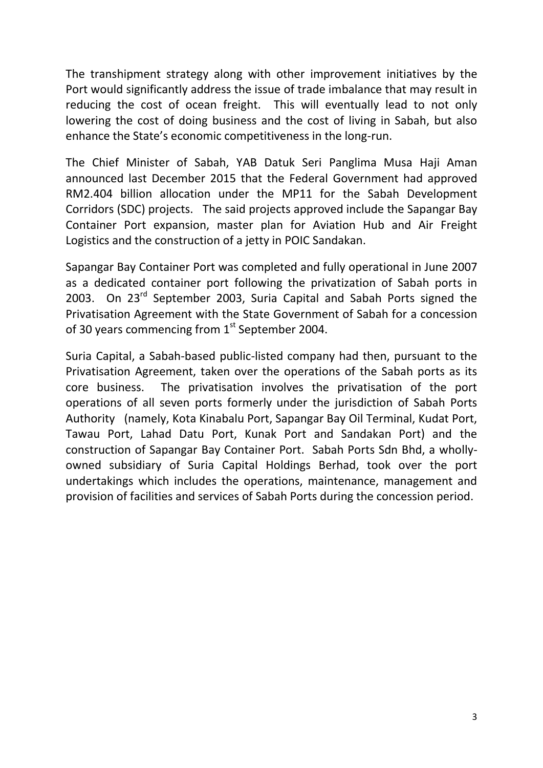The transhipment strategy along with other improvement initiatives by the Port would significantly address the issue of trade imbalance that may result in reducing the cost of ocean freight. This will eventually lead to not only lowering the cost of doing business and the cost of living in Sabah, but also enhance the State's economic competitiveness in the long-run.

The Chief Minister of Sabah, YAB Datuk Seri Panglima Musa Haji Aman announced last December 2015 that the Federal Government had approved RM2.404 billion allocation under the MP11 for the Sabah Development Corridors (SDC) projects. The said projects approved include the Sapangar Bay Container Port expansion, master plan for Aviation Hub and Air Freight Logistics and the construction of a jetty in POIC Sandakan.

Sapangar Bay Container Port was completed and fully operational in June 2007 as a dedicated container port following the privatization of Sabah ports in 2003. On 23rd September 2003, Suria Capital and Sabah Ports signed the Privatisation Agreement with the State Government of Sabah for a concession of 30 years commencing from 1st September 2004.

Suria Capital, a Sabah-based public-listed company had then, pursuant to the Privatisation Agreement, taken over the operations of the Sabah ports as its core business. The privatisation involves the privatisation of the port operations of all seven ports formerly under the jurisdiction of Sabah Ports Authority (namely, Kota Kinabalu Port, Sapangar Bay Oil Terminal, Kudat Port, Tawau Port, Lahad Datu Port, Kunak Port and Sandakan Port) and the construction of Sapangar Bay Container Port. Sabah Ports Sdn Bhd, a wholly-owned subsidiary of Suria Capital Holdings Berhad, took over the port undertakings which includes the operations, maintenance, management and provision of facilities and services of Sabah Ports during the concession period.